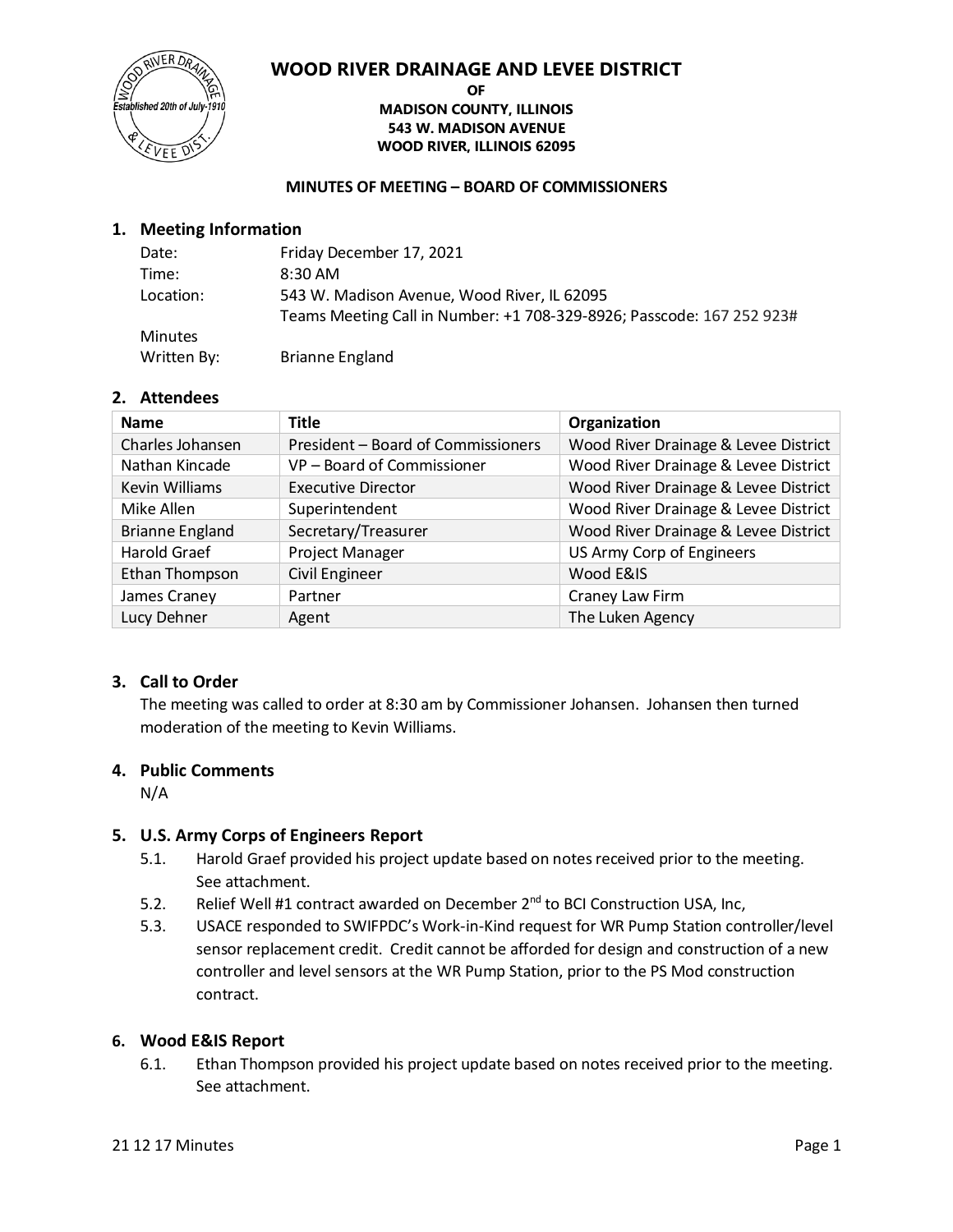# WOOD RIVER DRAINAGE AND LEVEE DISTRICT

**OF**
**MADISON COUNTY, ILLINOIS**
**543 W. MADISON AVENUE**
**WOOD RIVER, ILLINOIS 62095**

**MINUTES OF MEETING – BOARD OF COMMISSIONERS**

## 1. Meeting Information

| | |
|---|---|
| Date: | Friday December 17, 2021 |
| Time: | 8:30 AM |
| Location: | 543 W. Madison Avenue, Wood River, IL 62095<br>Teams Meeting Call in Number: +1 708-329-8926; Passcode: 167 252 923# |
| Minutes Written By: | Brianne England |

## 2. Attendees

| Name | Title | Organization |
|---|---|---|
| Charles Johansen | President – Board of Commissioners | Wood River Drainage & Levee District |
| Nathan Kincade | VP – Board of Commissioner | Wood River Drainage & Levee District |
| Kevin Williams | Executive Director | Wood River Drainage & Levee District |
| Mike Allen | Superintendent | Wood River Drainage & Levee District |
| Brianne England | Secretary/Treasurer | Wood River Drainage & Levee District |
| Harold Graef | Project Manager | US Army Corp of Engineers |
| Ethan Thompson | Civil Engineer | Wood E&IS |
| James Craney | Partner | Craney Law Firm |
| Lucy Dehner | Agent | The Luken Agency |

## 3. Call to Order

The meeting was called to order at 8:30 am by Commissioner Johansen. Johansen then turned moderation of the meeting to Kevin Williams.

## 4. Public Comments

N/A

## 5. U.S. Army Corps of Engineers Report

5.1. Harold Graef provided his project update based on notes received prior to the meeting. See attachment.

5.2. Relief Well #1 contract awarded on December 2nd to BCI Construction USA, Inc,

5.3. USACE responded to SWIFPDC's Work-in-Kind request for WR Pump Station controller/level sensor replacement credit. Credit cannot be afforded for design and construction of a new controller and level sensors at the WR Pump Station, prior to the PS Mod construction contract.

## 6. Wood E&IS Report

6.1. Ethan Thompson provided his project update based on notes received prior to the meeting. See attachment.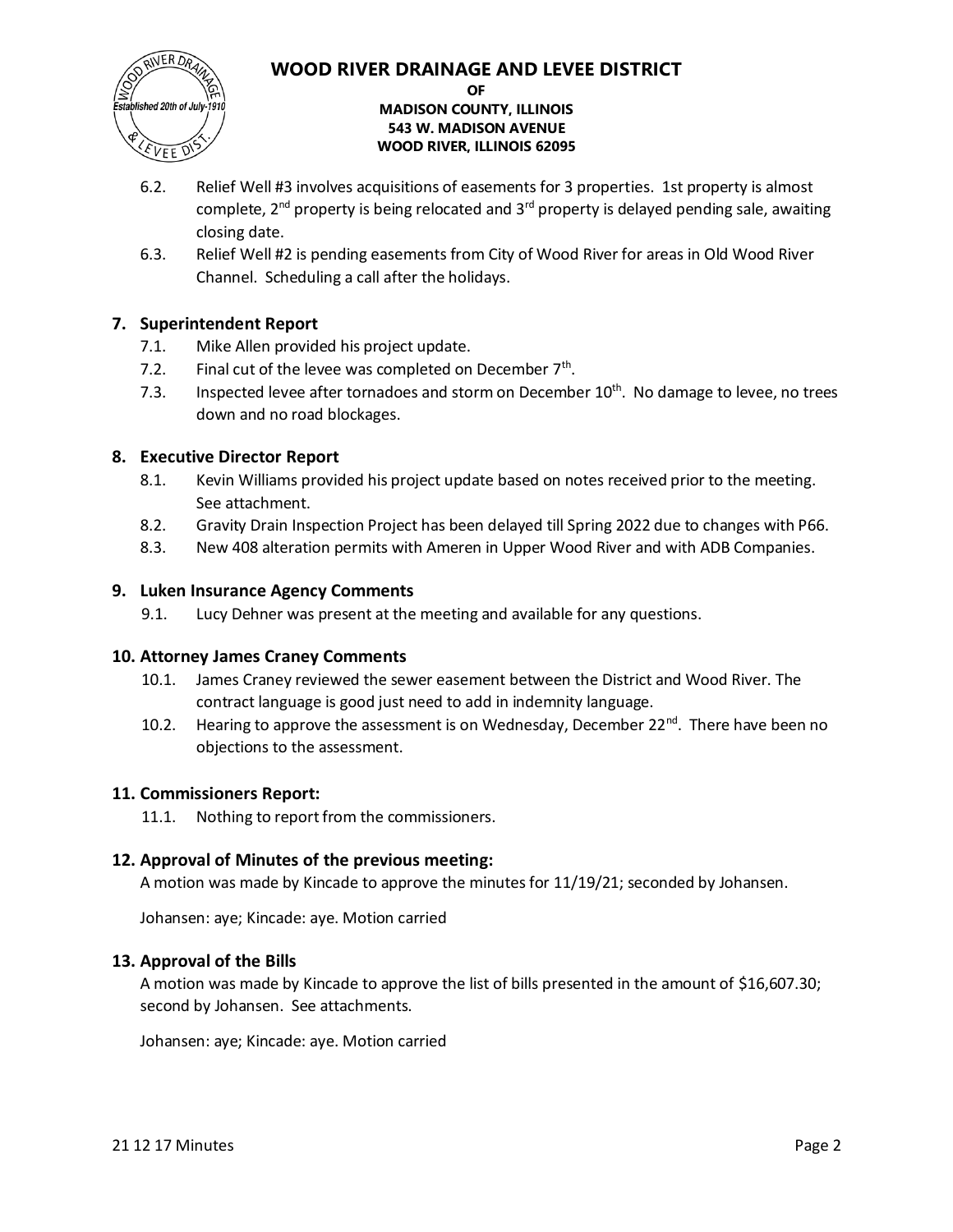6.2. Relief Well #3 involves acquisitions of easements for 3 properties. 1st property is almost complete, 2nd property is being relocated and 3rd property is delayed pending sale, awaiting closing date.

6.3. Relief Well #2 is pending easements from City of Wood River for areas in Old Wood River Channel. Scheduling a call after the holidays.

## 7. Superintendent Report

7.1. Mike Allen provided his project update.

7.2. Final cut of the levee was completed on December 7th.

7.3. Inspected levee after tornadoes and storm on December 10th. No damage to levee, no trees down and no road blockages.

## 8. Executive Director Report

8.1. Kevin Williams provided his project update based on notes received prior to the meeting. See attachment.

8.2. Gravity Drain Inspection Project has been delayed till Spring 2022 due to changes with P66.

8.3. New 408 alteration permits with Ameren in Upper Wood River and with ADB Companies.

## 9. Luken Insurance Agency Comments

9.1. Lucy Dehner was present at the meeting and available for any questions.

## 10. Attorney James Craney Comments

10.1. James Craney reviewed the sewer easement between the District and Wood River. The contract language is good just need to add in indemnity language.

10.2. Hearing to approve the assessment is on Wednesday, December 22nd. There have been no objections to the assessment.

## 11. Commissioners Report:

11.1. Nothing to report from the commissioners.

## 12. Approval of Minutes of the previous meeting:

A motion was made by Kincade to approve the minutes for 11/19/21; seconded by Johansen.

Johansen: aye; Kincade: aye. Motion carried

## 13. Approval of the Bills

A motion was made by Kincade to approve the list of bills presented in the amount of $16,607.30; second by Johansen. See attachments.

Johansen: aye; Kincade: aye. Motion carried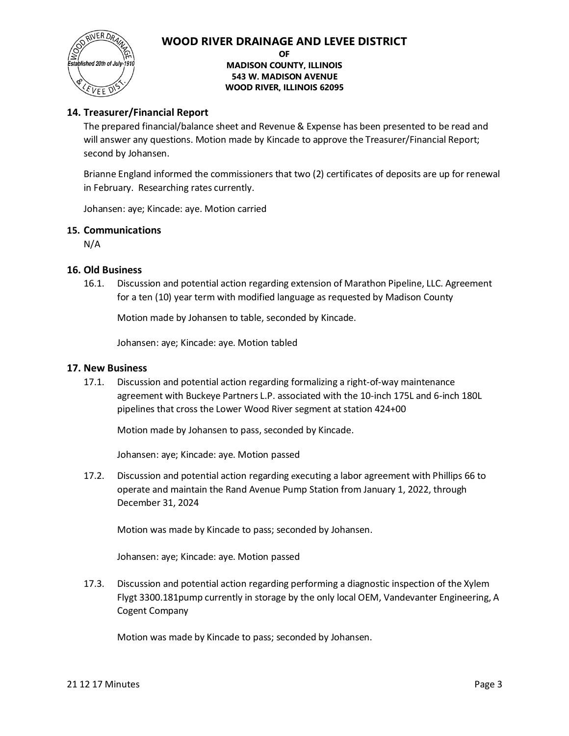## 14. Treasurer/Financial Report

The prepared financial/balance sheet and Revenue & Expense has been presented to be read and will answer any questions. Motion made by Kincade to approve the Treasurer/Financial Report; second by Johansen.

Brianne England informed the commissioners that two (2) certificates of deposits are up for renewal in February. Researching rates currently.

Johansen: aye; Kincade: aye. Motion carried

## 15. Communications

N/A

## 16. Old Business

16.1. Discussion and potential action regarding extension of Marathon Pipeline, LLC. Agreement for a ten (10) year term with modified language as requested by Madison County

Motion made by Johansen to table, seconded by Kincade.

Johansen: aye; Kincade: aye. Motion tabled

## 17. New Business

17.1. Discussion and potential action regarding formalizing a right-of-way maintenance agreement with Buckeye Partners L.P. associated with the 10-inch 175L and 6-inch 180L pipelines that cross the Lower Wood River segment at station 424+00

Motion made by Johansen to pass, seconded by Kincade.

Johansen: aye; Kincade: aye. Motion passed

17.2. Discussion and potential action regarding executing a labor agreement with Phillips 66 to operate and maintain the Rand Avenue Pump Station from January 1, 2022, through December 31, 2024

Motion was made by Kincade to pass; seconded by Johansen.

Johansen: aye; Kincade: aye. Motion passed

17.3. Discussion and potential action regarding performing a diagnostic inspection of the Xylem Flygt 3300.181pump currently in storage by the only local OEM, Vandevanter Engineering, A Cogent Company

Motion was made by Kincade to pass; seconded by Johansen.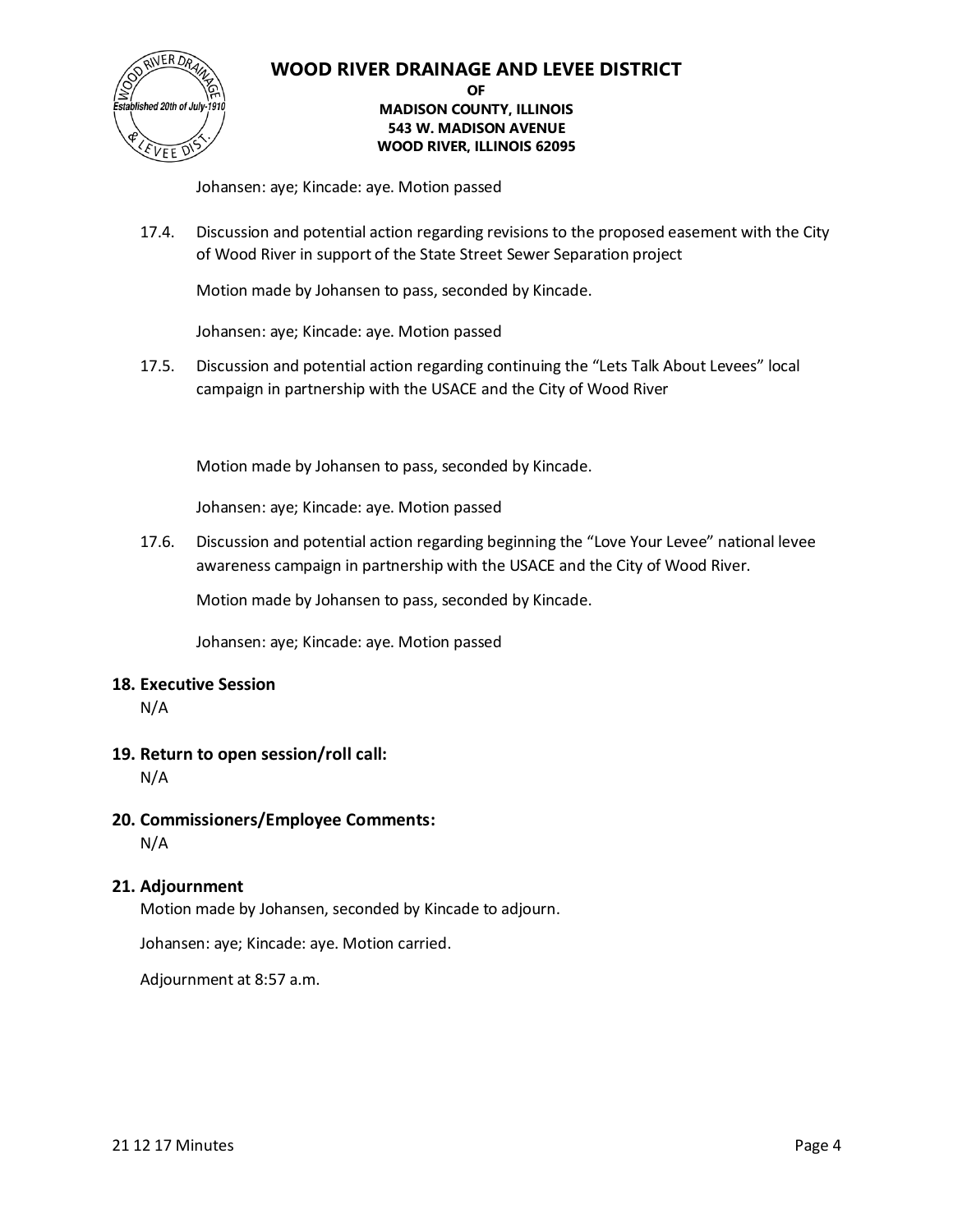Johansen: aye; Kincade: aye. Motion passed

17.4. Discussion and potential action regarding revisions to the proposed easement with the City of Wood River in support of the State Street Sewer Separation project

Motion made by Johansen to pass, seconded by Kincade.

Johansen: aye; Kincade: aye. Motion passed

17.5. Discussion and potential action regarding continuing the "Lets Talk About Levees" local campaign in partnership with the USACE and the City of Wood River

Motion made by Johansen to pass, seconded by Kincade.

Johansen: aye; Kincade: aye. Motion passed

17.6. Discussion and potential action regarding beginning the "Love Your Levee" national levee awareness campaign in partnership with the USACE and the City of Wood River.

Motion made by Johansen to pass, seconded by Kincade.

Johansen: aye; Kincade: aye. Motion passed

## 18. Executive Session

N/A

## 19. Return to open session/roll call:

N/A

## 20. Commissioners/Employee Comments:

N/A

## 21. Adjournment

Motion made by Johansen, seconded by Kincade to adjourn.

Johansen: aye; Kincade: aye. Motion carried.

Adjournment at 8:57 a.m.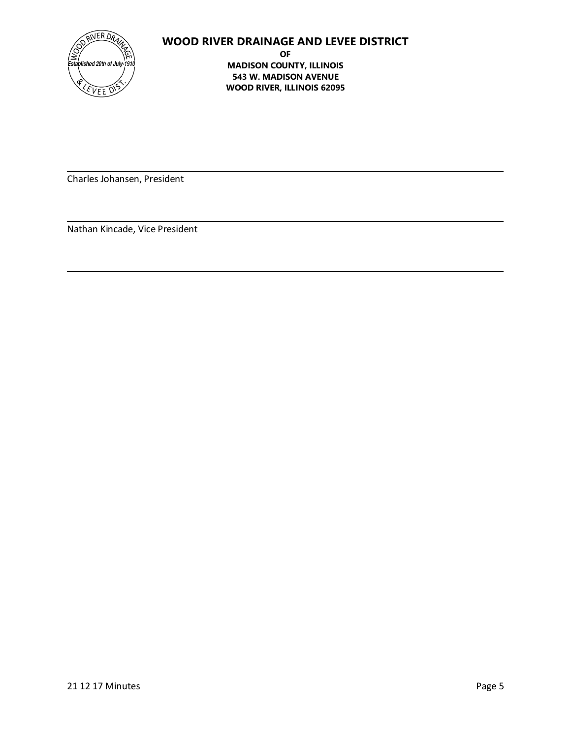Charles Johansen, President

Nathan Kincade, Vice President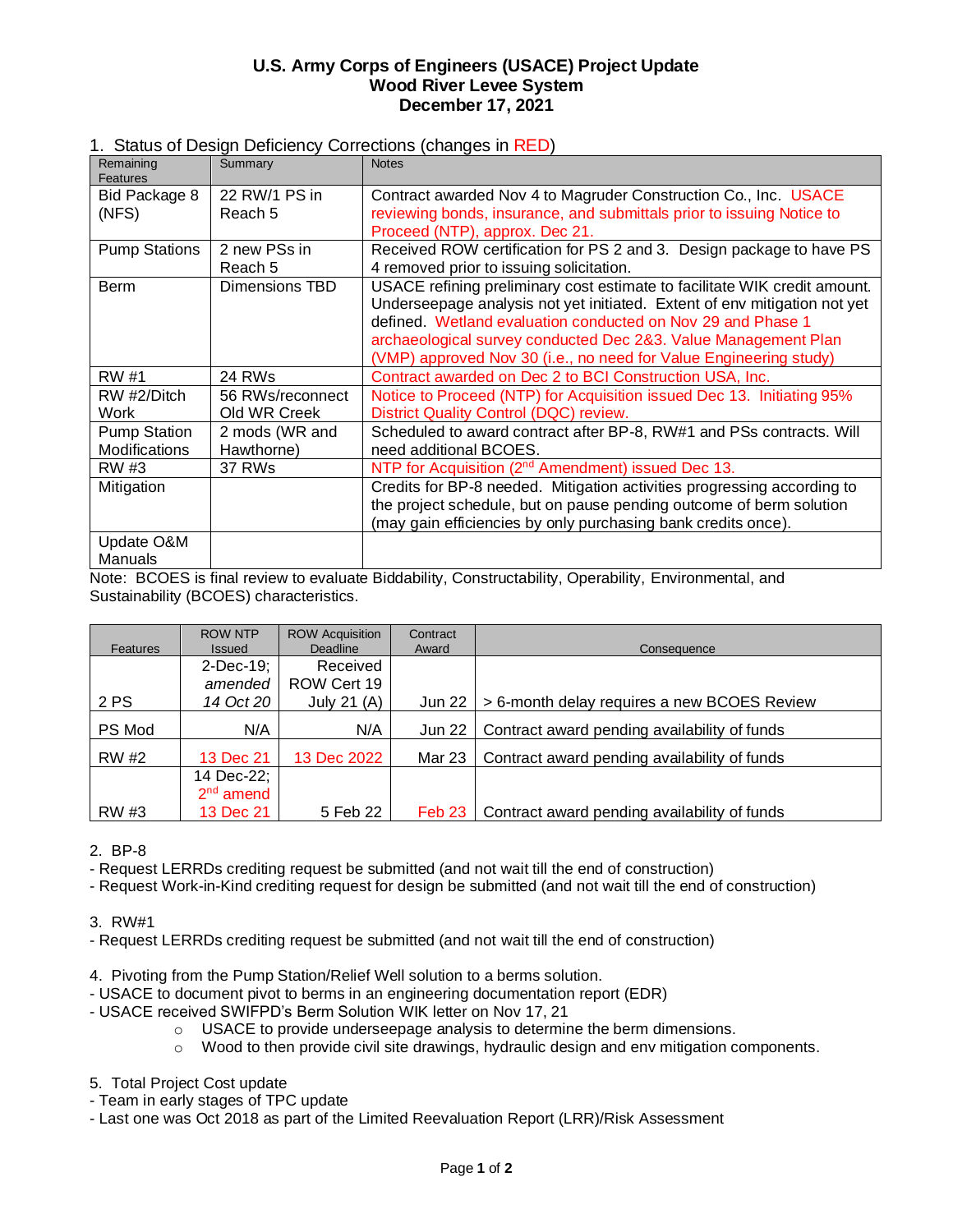# U.S. Army Corps of Engineers (USACE) Project Update
# Wood River Levee System
# December 17, 2021

1. Status of Design Deficiency Corrections (changes in RED)

| Remaining Features | Summary | Notes |
|---|---|---|
| Bid Package 8 (NFS) | 22 RW/1 PS in Reach 5 | Contract awarded Nov 4 to Magruder Construction Co., Inc. USACE reviewing bonds, insurance, and submittals prior to issuing Notice to Proceed (NTP), approx. Dec 21. |
| Pump Stations | 2 new PSs in Reach 5 | Received ROW certification for PS 2 and 3. Design package to have PS 4 removed prior to issuing solicitation. |
| Berm | Dimensions TBD | USACE refining preliminary cost estimate to facilitate WIK credit amount. Underseepage analysis not yet initiated. Extent of env mitigation not yet defined. Wetland evaluation conducted on Nov 29 and Phase 1 archaeological survey conducted Dec 2&3. Value Management Plan (VMP) approved Nov 30 (i.e., no need for Value Engineering study) |
| RW #1 | 24 RWs | Contract awarded on Dec 2 to BCI Construction USA, Inc. |
| RW #2/Ditch Work | 56 RWs/reconnect Old WR Creek | Notice to Proceed (NTP) for Acquisition issued Dec 13. Initiating 95% District Quality Control (DQC) review. |
| Pump Station Modifications | 2 mods (WR and Hawthorne) | Scheduled to award contract after BP-8, RW#1 and PSs contracts. Will need additional BCOES. |
| RW #3 | 37 RWs | NTP for Acquisition (2nd Amendment) issued Dec 13. |
| Mitigation | | Credits for BP-8 needed. Mitigation activities progressing according to the project schedule, but on pause pending outcome of berm solution (may gain efficiencies by only purchasing bank credits once). |
| Update O&M Manuals | | |

Note: BCOES is final review to evaluate Biddability, Constructability, Operability, Environmental, and Sustainability (BCOES) characteristics.

| Features | ROW NTP Issued | ROW Acquisition Deadline | Contract Award | Consequence |
|---|---|---|---|---|
| 2 PS | 2-Dec-19; *amended 14 Oct 20* | Received ROW Cert 19 July 21 (A) | Jun 22 | > 6-month delay requires a new BCOES Review |
| PS Mod | N/A | N/A | Jun 22 | Contract award pending availability of funds |
| RW #2 | 13 Dec 21 | 13 Dec 2022 | Mar 23 | Contract award pending availability of funds |
| RW #3 | 14 Dec-22; 2nd amend 13 Dec 21 | 5 Feb 22 | Feb 23 | Contract award pending availability of funds |

2. BP-8
- Request LERRDs crediting request be submitted (and not wait till the end of construction)
- Request Work-in-Kind crediting request for design be submitted (and not wait till the end of construction)

3. RW#1
- Request LERRDs crediting request be submitted (and not wait till the end of construction)

4. Pivoting from the Pump Station/Relief Well solution to a berms solution.
- USACE to document pivot to berms in an engineering documentation report (EDR)
- USACE received SWIFPD's Berm Solution WIK letter on Nov 17, 21
  - USACE to provide underseepage analysis to determine the berm dimensions.
  - Wood to then provide civil site drawings, hydraulic design and env mitigation components.

5. Total Project Cost update
- Team in early stages of TPC update
- Last one was Oct 2018 as part of the Limited Reevaluation Report (LRR)/Risk Assessment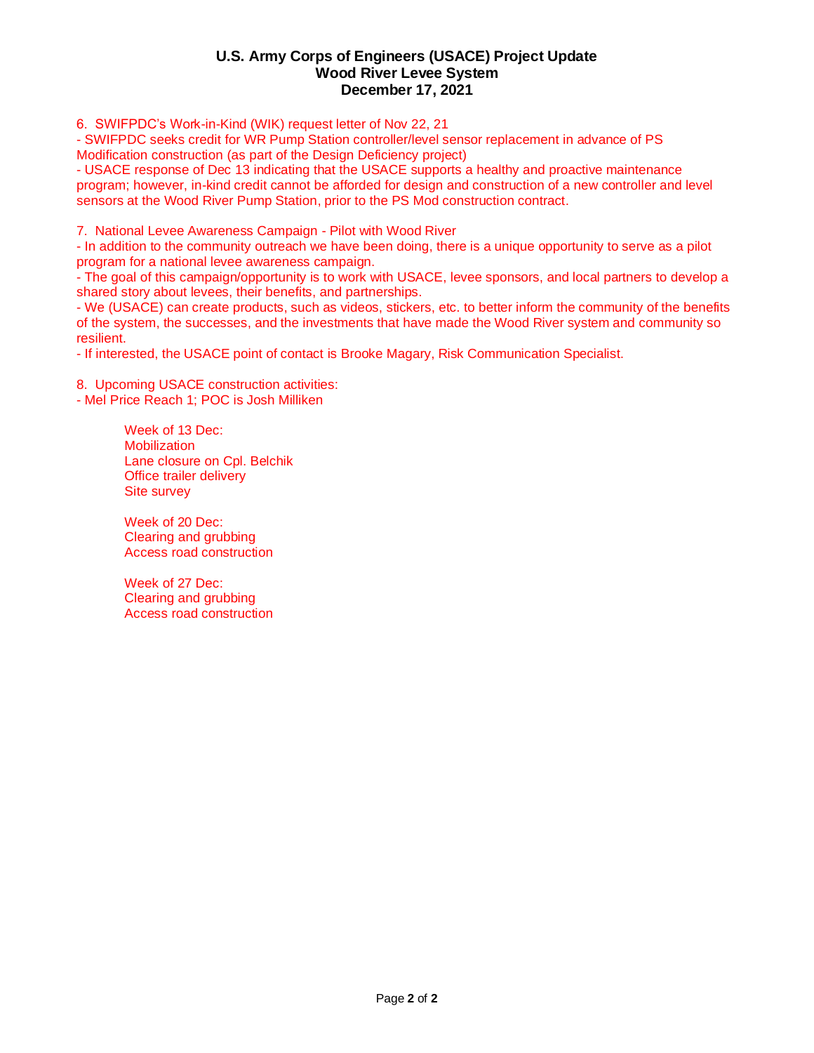**U.S. Army Corps of Engineers (USACE) Project Update**
**Wood River Levee System**
**December 17, 2021**

6. SWIFPDC's Work-in-Kind (WIK) request letter of Nov 22, 21
- SWIFPDC seeks credit for WR Pump Station controller/level sensor replacement in advance of PS Modification construction (as part of the Design Deficiency project)
- USACE response of Dec 13 indicating that the USACE supports a healthy and proactive maintenance program; however, in-kind credit cannot be afforded for design and construction of a new controller and level sensors at the Wood River Pump Station, prior to the PS Mod construction contract.

7. National Levee Awareness Campaign - Pilot with Wood River
- In addition to the community outreach we have been doing, there is a unique opportunity to serve as a pilot program for a national levee awareness campaign.
- The goal of this campaign/opportunity is to work with USACE, levee sponsors, and local partners to develop a shared story about levees, their benefits, and partnerships.
- We (USACE) can create products, such as videos, stickers, etc. to better inform the community of the benefits of the system, the successes, and the investments that have made the Wood River system and community so resilient.
- If interested, the USACE point of contact is Brooke Magary, Risk Communication Specialist.

8. Upcoming USACE construction activities:
- Mel Price Reach 1; POC is Josh Milliken

Week of 13 Dec:
Mobilization
Lane closure on Cpl. Belchik
Office trailer delivery
Site survey

Week of 20 Dec:
Clearing and grubbing
Access road construction

Week of 27 Dec:
Clearing and grubbing
Access road construction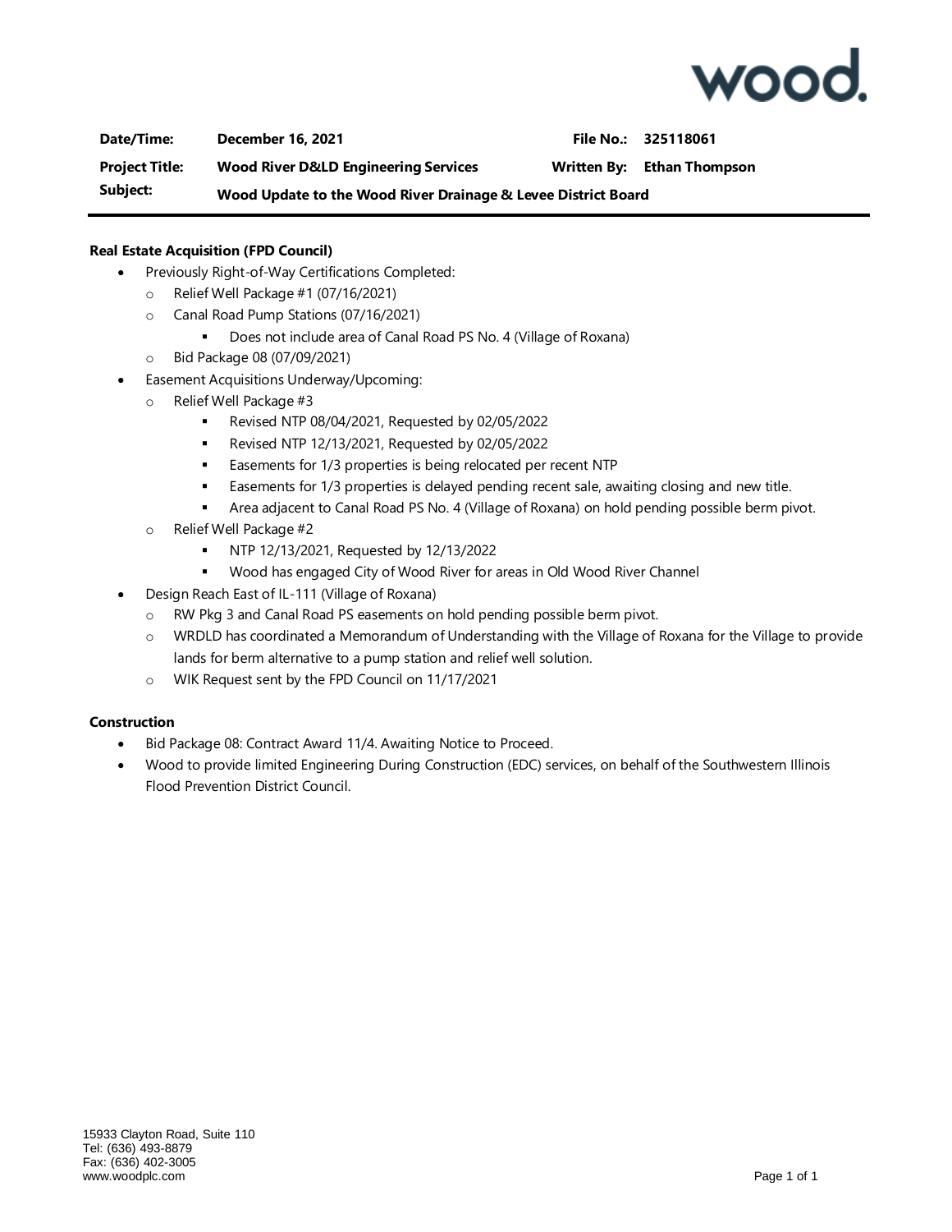wood.

| Date/Time: | December 16, 2021 | File No.: | 325118061 |
|---|---|---|---|
| Project Title: | Wood River D&LD Engineering Services | Written By: | Ethan Thompson |
| Subject: | Wood Update to the Wood River Drainage & Levee District Board | | |

**Real Estate Acquisition (FPD Council)**

- Previously Right-of-Way Certifications Completed:
  - Relief Well Package #1 (07/16/2021)
  - Canal Road Pump Stations (07/16/2021)
    - Does not include area of Canal Road PS No. 4 (Village of Roxana)
  - Bid Package 08 (07/09/2021)
- Easement Acquisitions Underway/Upcoming:
  - Relief Well Package #3
    - Revised NTP 08/04/2021, Requested by 02/05/2022
    - Revised NTP 12/13/2021, Requested by 02/05/2022
    - Easements for 1/3 properties is being relocated per recent NTP
    - Easements for 1/3 properties is delayed pending recent sale, awaiting closing and new title.
    - Area adjacent to Canal Road PS No. 4 (Village of Roxana) on hold pending possible berm pivot.
  - Relief Well Package #2
    - NTP 12/13/2021, Requested by 12/13/2022
    - Wood has engaged City of Wood River for areas in Old Wood River Channel
- Design Reach East of IL-111 (Village of Roxana)
  - RW Pkg 3 and Canal Road PS easements on hold pending possible berm pivot.
  - WRDLD has coordinated a Memorandum of Understanding with the Village of Roxana for the Village to provide lands for berm alternative to a pump station and relief well solution.
  - WIK Request sent by the FPD Council on 11/17/2021

**Construction**

- Bid Package 08: Contract Award 11/4. Awaiting Notice to Proceed.
- Wood to provide limited Engineering During Construction (EDC) services, on behalf of the Southwestern Illinois Flood Prevention District Council.

15933 Clayton Road, Suite 110
Tel: (636) 493-8879
Fax: (636) 402-3005
www.woodplc.com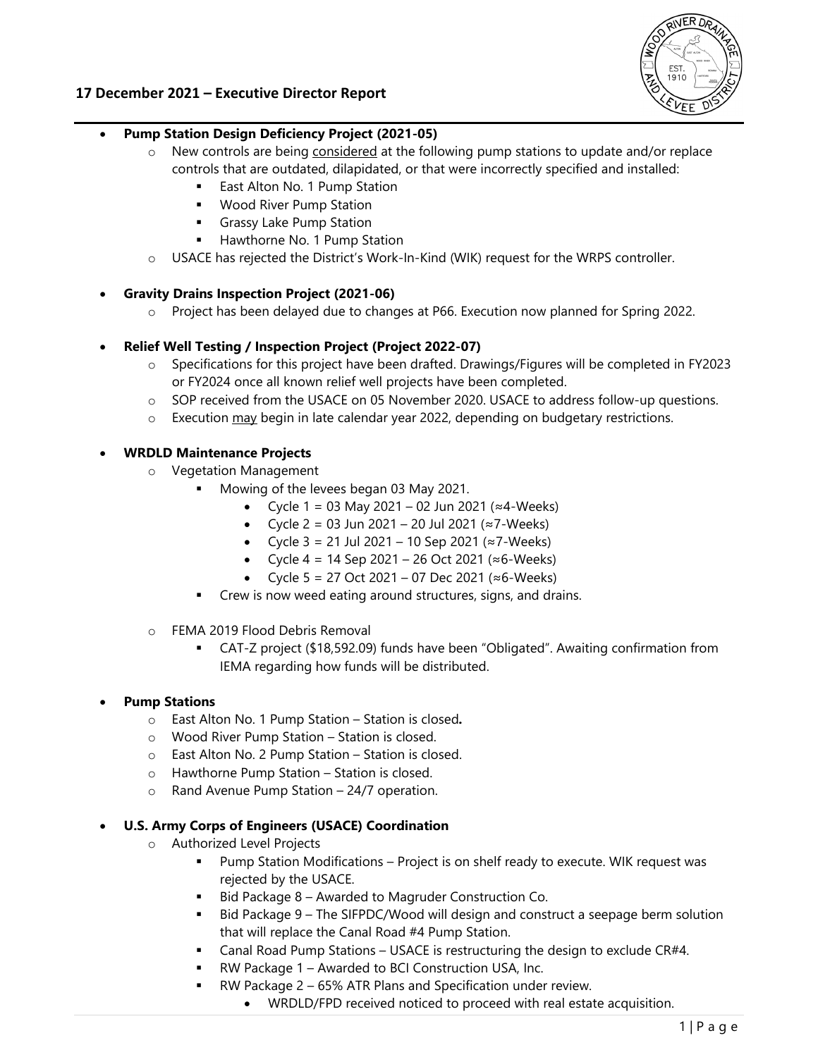## 17 December 2021 – Executive Director Report

- **Pump Station Design Deficiency Project (2021-05)**
    - New controls are being <u>considered</u> at the following pump stations to update and/or replace controls that are outdated, dilapidated, or that were incorrectly specified and installed:
        - East Alton No. 1 Pump Station
        - Wood River Pump Station
        - Grassy Lake Pump Station
        - Hawthorne No. 1 Pump Station
    - USACE has rejected the District's Work-In-Kind (WIK) request for the WRPS controller.

- **Gravity Drains Inspection Project (2021-06)**
    - Project has been delayed due to changes at P66. Execution now planned for Spring 2022.

- **Relief Well Testing / Inspection Project (Project 2022-07)**
    - Specifications for this project have been drafted. Drawings/Figures will be completed in FY2023 or FY2024 once all known relief well projects have been completed.
    - SOP received from the USACE on 05 November 2020. USACE to address follow-up questions.
    - Execution <u>may</u> begin in late calendar year 2022, depending on budgetary restrictions.

- **WRDLD Maintenance Projects**
    - Vegetation Management
        - Mowing of the levees began 03 May 2021.
            - Cycle 1 = 03 May 2021 – 02 Jun 2021 (≈4-Weeks)
            - Cycle 2 = 03 Jun 2021 – 20 Jul 2021 (≈7-Weeks)
            - Cycle 3 = 21 Jul 2021 – 10 Sep 2021 (≈7-Weeks)
            - Cycle 4 = 14 Sep 2021 – 26 Oct 2021 (≈6-Weeks)
            - Cycle 5 = 27 Oct 2021 – 07 Dec 2021 (≈6-Weeks)
        - Crew is now weed eating around structures, signs, and drains.
    - FEMA 2019 Flood Debris Removal
        - CAT-Z project ($18,592.09) funds have been "Obligated". Awaiting confirmation from IEMA regarding how funds will be distributed.

- **Pump Stations**
    - East Alton No. 1 Pump Station – Station is closed**.**
    - Wood River Pump Station – Station is closed.
    - East Alton No. 2 Pump Station – Station is closed.
    - Hawthorne Pump Station – Station is closed.
    - Rand Avenue Pump Station – 24/7 operation.

- **U.S. Army Corps of Engineers (USACE) Coordination**
    - Authorized Level Projects
        - Pump Station Modifications – Project is on shelf ready to execute. WIK request was rejected by the USACE.
        - Bid Package 8 – Awarded to Magruder Construction Co.
        - Bid Package 9 – The SIFPDC/Wood will design and construct a seepage berm solution that will replace the Canal Road #4 Pump Station.
        - Canal Road Pump Stations – USACE is restructuring the design to exclude CR#4.
        - RW Package 1 – Awarded to BCI Construction USA, Inc.
        - RW Package 2 – 65% ATR Plans and Specification under review.
            - WRDLD/FPD received noticed to proceed with real estate acquisition.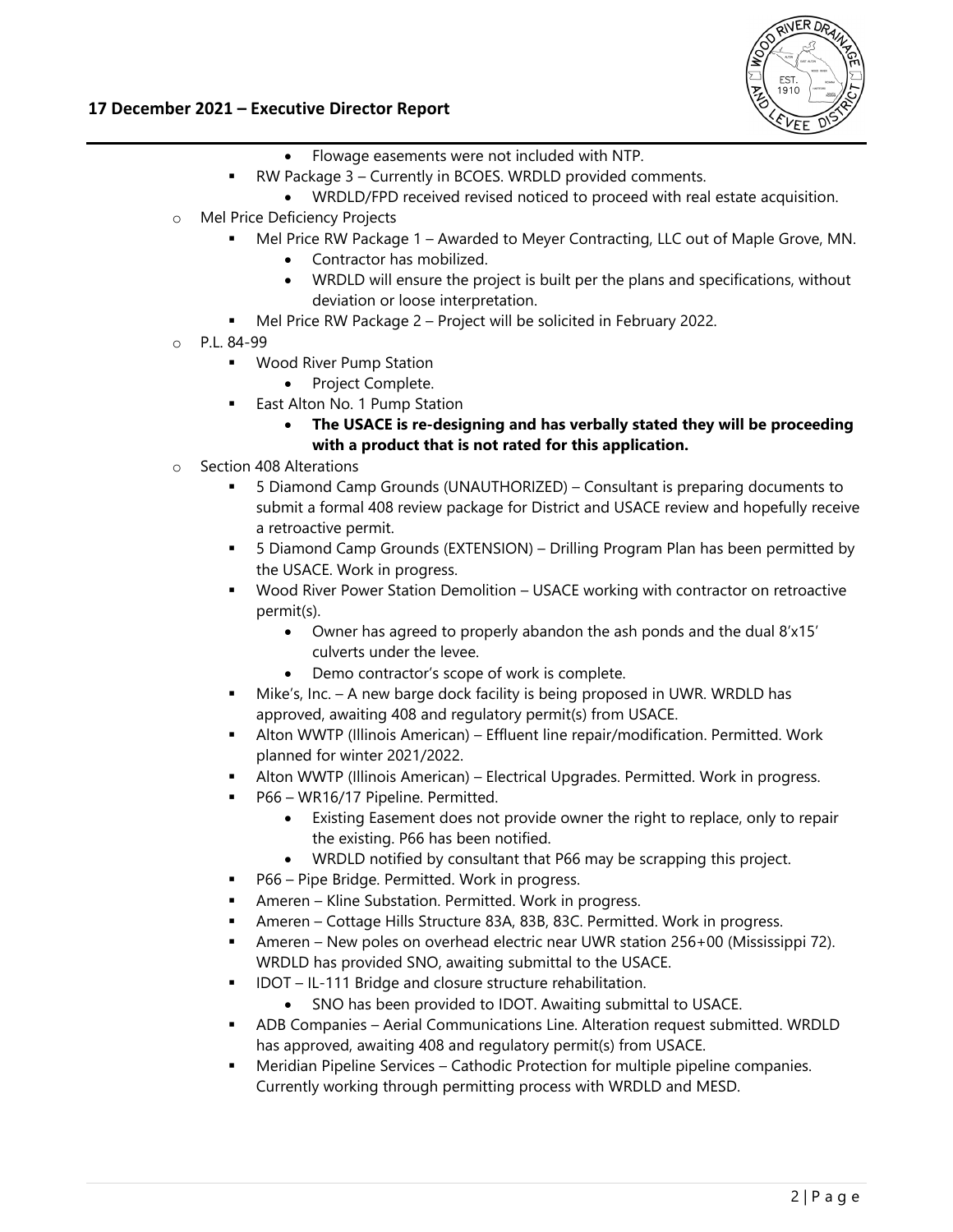- Flowage easements were not included with NTP.
  - RW Package 3 – Currently in BCOES. WRDLD provided comments.
    - WRDLD/FPD received revised noticed to proceed with real estate acquisition.
- Mel Price Deficiency Projects
  - Mel Price RW Package 1 – Awarded to Meyer Contracting, LLC out of Maple Grove, MN.
    - Contractor has mobilized.
    - WRDLD will ensure the project is built per the plans and specifications, without deviation or loose interpretation.
  - Mel Price RW Package 2 – Project will be solicited in February 2022.
- P.L. 84-99
  - Wood River Pump Station
    - Project Complete.
  - East Alton No. 1 Pump Station
    - **The USACE is re-designing and has verbally stated they will be proceeding with a product that is not rated for this application.**
- Section 408 Alterations
  - 5 Diamond Camp Grounds (UNAUTHORIZED) – Consultant is preparing documents to submit a formal 408 review package for District and USACE review and hopefully receive a retroactive permit.
  - 5 Diamond Camp Grounds (EXTENSION) – Drilling Program Plan has been permitted by the USACE. Work in progress.
  - Wood River Power Station Demolition – USACE working with contractor on retroactive permit(s).
    - Owner has agreed to properly abandon the ash ponds and the dual 8'x15' culverts under the levee.
    - Demo contractor's scope of work is complete.
  - Mike's, Inc. – A new barge dock facility is being proposed in UWR. WRDLD has approved, awaiting 408 and regulatory permit(s) from USACE.
  - Alton WWTP (Illinois American) – Effluent line repair/modification. Permitted. Work planned for winter 2021/2022.
  - Alton WWTP (Illinois American) – Electrical Upgrades. Permitted. Work in progress.
  - P66 – WR16/17 Pipeline. Permitted.
    - Existing Easement does not provide owner the right to replace, only to repair the existing. P66 has been notified.
    - WRDLD notified by consultant that P66 may be scrapping this project.
  - P66 – Pipe Bridge. Permitted. Work in progress.
  - Ameren – Kline Substation. Permitted. Work in progress.
  - Ameren – Cottage Hills Structure 83A, 83B, 83C. Permitted. Work in progress.
  - Ameren – New poles on overhead electric near UWR station 256+00 (Mississippi 72). WRDLD has provided SNO, awaiting submittal to the USACE.
  - IDOT – IL-111 Bridge and closure structure rehabilitation.
    - SNO has been provided to IDOT. Awaiting submittal to USACE.
  - ADB Companies – Aerial Communications Line. Alteration request submitted. WRDLD has approved, awaiting 408 and regulatory permit(s) from USACE.
  - Meridian Pipeline Services – Cathodic Protection for multiple pipeline companies. Currently working through permitting process with WRDLD and MESD.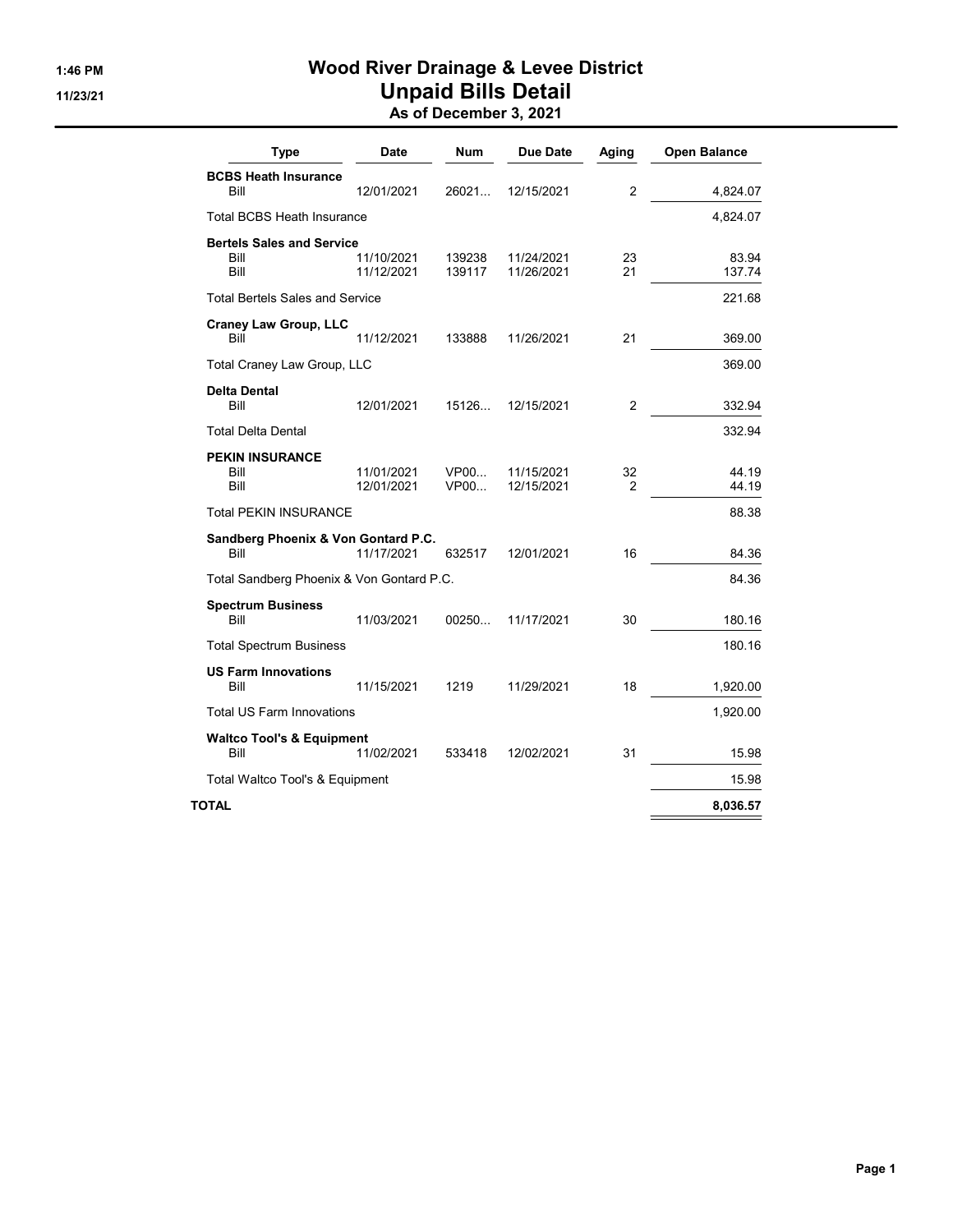# Wood River Drainage & Levee District

## Unpaid Bills Detail

### As of December 3, 2021

1:46 PM
11/23/21

| Type | Date | Num | Due Date | Aging | Open Balance |
|---|---|---|---|---|---|
| **BCBS Heath Insurance** | | | | | |
| Bill | 12/01/2021 | 26021... | 12/15/2021 | 2 | 4,824.07 |
| Total BCBS Heath Insurance | | | | | 4,824.07 |
| **Bertels Sales and Service** | | | | | |
| Bill | 11/10/2021 | 139238 | 11/24/2021 | 23 | 83.94 |
| Bill | 11/12/2021 | 139117 | 11/26/2021 | 21 | 137.74 |
| Total Bertels Sales and Service | | | | | 221.68 |
| **Craney Law Group, LLC** | | | | | |
| Bill | 11/12/2021 | 133888 | 11/26/2021 | 21 | 369.00 |
| Total Craney Law Group, LLC | | | | | 369.00 |
| **Delta Dental** | | | | | |
| Bill | 12/01/2021 | 15126... | 12/15/2021 | 2 | 332.94 |
| Total Delta Dental | | | | | 332.94 |
| **PEKIN INSURANCE** | | | | | |
| Bill | 11/01/2021 | VP00... | 11/15/2021 | 32 | 44.19 |
| Bill | 12/01/2021 | VP00... | 12/15/2021 | 2 | 44.19 |
| Total PEKIN INSURANCE | | | | | 88.38 |
| **Sandberg Phoenix & Von Gontard P.C.** | | | | | |
| Bill | 11/17/2021 | 632517 | 12/01/2021 | 16 | 84.36 |
| Total Sandberg Phoenix & Von Gontard P.C. | | | | | 84.36 |
| **Spectrum Business** | | | | | |
| Bill | 11/03/2021 | 00250... | 11/17/2021 | 30 | 180.16 |
| Total Spectrum Business | | | | | 180.16 |
| **US Farm Innovations** | | | | | |
| Bill | 11/15/2021 | 1219 | 11/29/2021 | 18 | 1,920.00 |
| Total US Farm Innovations | | | | | 1,920.00 |
| **Waltco Tool's & Equipment** | | | | | |
| Bill | 11/02/2021 | 533418 | 12/02/2021 | 31 | 15.98 |
| Total Waltco Tool's & Equipment | | | | | 15.98 |
| **TOTAL** | | | | | **8,036.57** |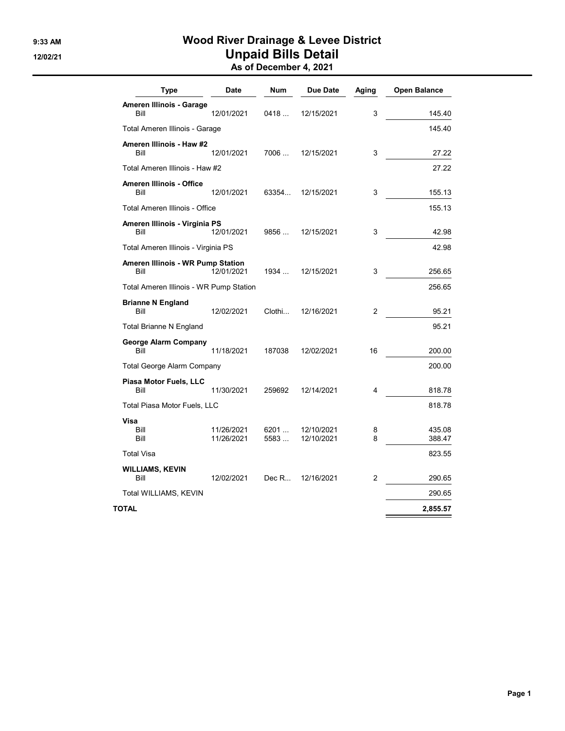# Wood River Drainage & Levee District

## Unpaid Bills Detail

### As of December 4, 2021

9:33 AM
12/02/21

| Type | Date | Num | Due Date | Aging | Open Balance |
|---|---|---|---|---|---|
| **Ameren Illinois - Garage** | | | | | |
| Bill | 12/01/2021 | 0418 ... | 12/15/2021 | 3 | 145.40 |
| Total Ameren Illinois - Garage | | | | | 145.40 |
| **Ameren Illinois - Haw #2** | | | | | |
| Bill | 12/01/2021 | 7006 ... | 12/15/2021 | 3 | 27.22 |
| Total Ameren Illinois - Haw #2 | | | | | 27.22 |
| **Ameren Illinois - Office** | | | | | |
| Bill | 12/01/2021 | 63354... | 12/15/2021 | 3 | 155.13 |
| Total Ameren Illinois - Office | | | | | 155.13 |
| **Ameren Illinois - Virginia PS** | | | | | |
| Bill | 12/01/2021 | 9856 ... | 12/15/2021 | 3 | 42.98 |
| Total Ameren Illinois - Virginia PS | | | | | 42.98 |
| **Ameren Illinois - WR Pump Station** | | | | | |
| Bill | 12/01/2021 | 1934 ... | 12/15/2021 | 3 | 256.65 |
| Total Ameren Illinois - WR Pump Station | | | | | 256.65 |
| **Brianne N England** | | | | | |
| Bill | 12/02/2021 | Clothi... | 12/16/2021 | 2 | 95.21 |
| Total Brianne N England | | | | | 95.21 |
| **George Alarm Company** | | | | | |
| Bill | 11/18/2021 | 187038 | 12/02/2021 | 16 | 200.00 |
| Total George Alarm Company | | | | | 200.00 |
| **Piasa Motor Fuels, LLC** | | | | | |
| Bill | 11/30/2021 | 259692 | 12/14/2021 | 4 | 818.78 |
| Total Piasa Motor Fuels, LLC | | | | | 818.78 |
| **Visa** | | | | | |
| Bill | 11/26/2021 | 6201 ... | 12/10/2021 | 8 | 435.08 |
| Bill | 11/26/2021 | 5583 ... | 12/10/2021 | 8 | 388.47 |
| Total Visa | | | | | 823.55 |
| **WILLIAMS, KEVIN** | | | | | |
| Bill | 12/02/2021 | Dec R... | 12/16/2021 | 2 | 290.65 |
| Total WILLIAMS, KEVIN | | | | | 290.65 |
| **TOTAL** | | | | | **2,855.57** |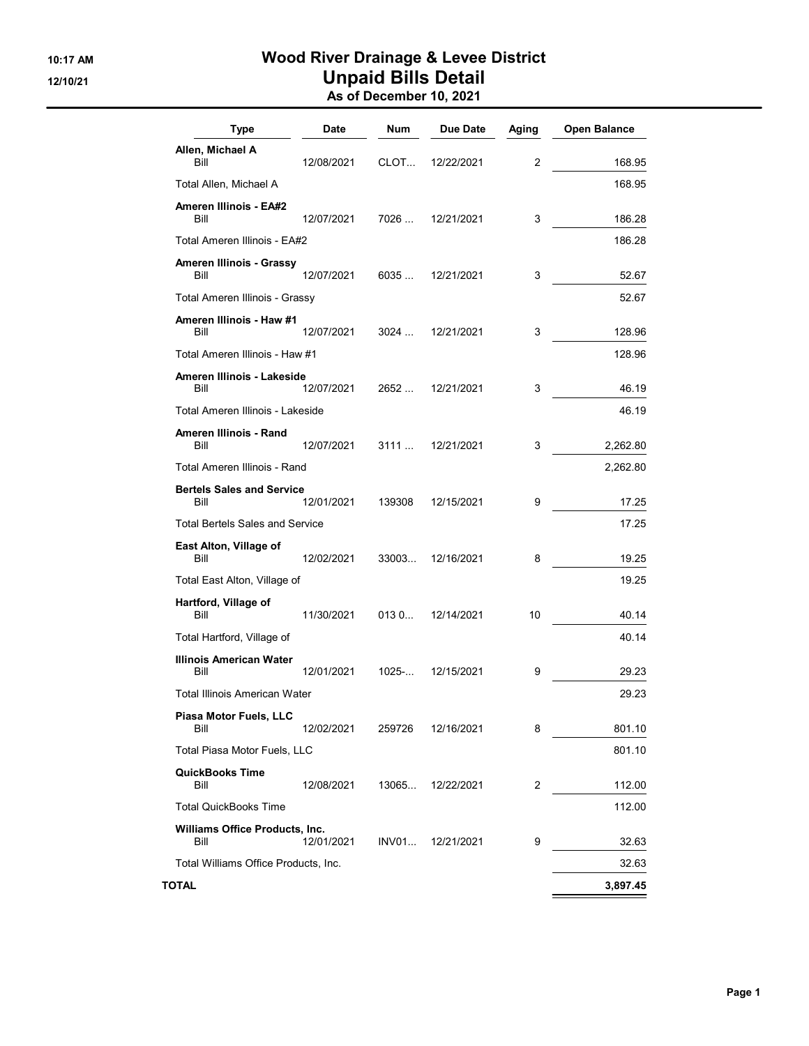# Wood River Drainage & Levee District

## Unpaid Bills Detail

### As of December 10, 2021

10:17 AM
12/10/21

| Type | Date | Num | Due Date | Aging | Open Balance |
|---|---|---|---|---|---|
| **Allen, Michael A** | | | | | |
| Bill | 12/08/2021 | CLOT... | 12/22/2021 | 2 | 168.95 |
| Total Allen, Michael A | | | | | 168.95 |
| **Ameren Illinois - EA#2** | | | | | |
| Bill | 12/07/2021 | 7026 ... | 12/21/2021 | 3 | 186.28 |
| Total Ameren Illinois - EA#2 | | | | | 186.28 |
| **Ameren Illinois - Grassy** | | | | | |
| Bill | 12/07/2021 | 6035 ... | 12/21/2021 | 3 | 52.67 |
| Total Ameren Illinois - Grassy | | | | | 52.67 |
| **Ameren Illinois - Haw #1** | | | | | |
| Bill | 12/07/2021 | 3024 ... | 12/21/2021 | 3 | 128.96 |
| Total Ameren Illinois - Haw #1 | | | | | 128.96 |
| **Ameren Illinois - Lakeside** | | | | | |
| Bill | 12/07/2021 | 2652 ... | 12/21/2021 | 3 | 46.19 |
| Total Ameren Illinois - Lakeside | | | | | 46.19 |
| **Ameren Illinois - Rand** | | | | | |
| Bill | 12/07/2021 | 3111 ... | 12/21/2021 | 3 | 2,262.80 |
| Total Ameren Illinois - Rand | | | | | 2,262.80 |
| **Bertels Sales and Service** | | | | | |
| Bill | 12/01/2021 | 139308 | 12/15/2021 | 9 | 17.25 |
| Total Bertels Sales and Service | | | | | 17.25 |
| **East Alton, Village of** | | | | | |
| Bill | 12/02/2021 | 33003... | 12/16/2021 | 8 | 19.25 |
| Total East Alton, Village of | | | | | 19.25 |
| **Hartford, Village of** | | | | | |
| Bill | 11/30/2021 | 013 0... | 12/14/2021 | 10 | 40.14 |
| Total Hartford, Village of | | | | | 40.14 |
| **Illinois American Water** | | | | | |
| Bill | 12/01/2021 | 1025-... | 12/15/2021 | 9 | 29.23 |
| Total Illinois American Water | | | | | 29.23 |
| **Piasa Motor Fuels, LLC** | | | | | |
| Bill | 12/02/2021 | 259726 | 12/16/2021 | 8 | 801.10 |
| Total Piasa Motor Fuels, LLC | | | | | 801.10 |
| **QuickBooks Time** | | | | | |
| Bill | 12/08/2021 | 13065... | 12/22/2021 | 2 | 112.00 |
| Total QuickBooks Time | | | | | 112.00 |
| **Williams Office Products, Inc.** | | | | | |
| Bill | 12/01/2021 | INV01... | 12/21/2021 | 9 | 32.63 |
| Total Williams Office Products, Inc. | | | | | 32.63 |
| **TOTAL** | | | | | **3,897.45** |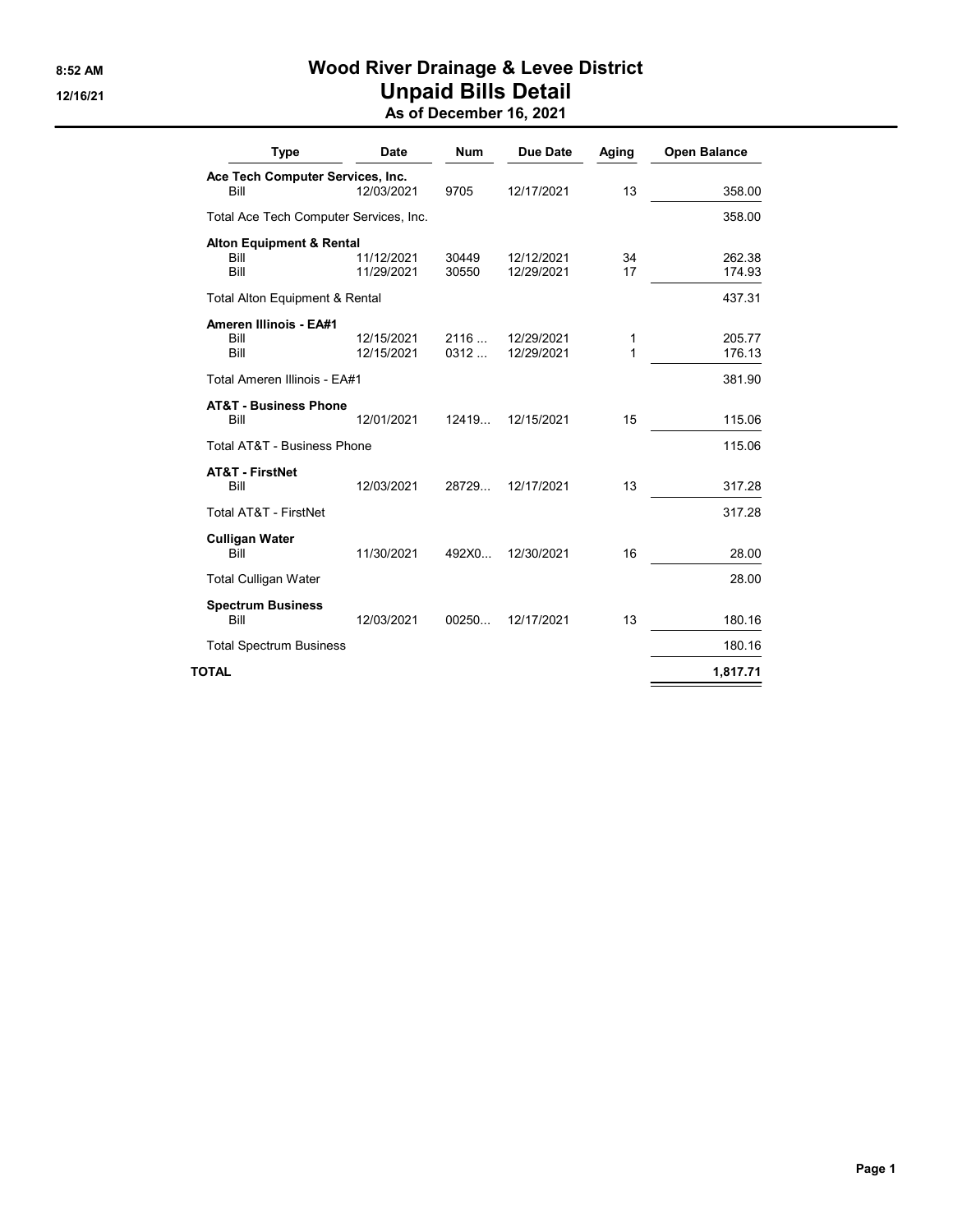# Wood River Drainage & Levee District

## Unpaid Bills Detail

### As of December 16, 2021

8:52 AM
12/16/21

| Type | Date | Num | Due Date | Aging | Open Balance |
|---|---|---|---|---|---|
| **Ace Tech Computer Services, Inc.** | | | | | |
| Bill | 12/03/2021 | 9705 | 12/17/2021 | 13 | 358.00 |
| Total Ace Tech Computer Services, Inc. | | | | | 358.00 |
| **Alton Equipment & Rental** | | | | | |
| Bill | 11/12/2021 | 30449 | 12/12/2021 | 34 | 262.38 |
| Bill | 11/29/2021 | 30550 | 12/29/2021 | 17 | 174.93 |
| Total Alton Equipment & Rental | | | | | 437.31 |
| **Ameren Illinois - EA#1** | | | | | |
| Bill | 12/15/2021 | 2116 ... | 12/29/2021 | 1 | 205.77 |
| Bill | 12/15/2021 | 0312 ... | 12/29/2021 | 1 | 176.13 |
| Total Ameren Illinois - EA#1 | | | | | 381.90 |
| **AT&T - Business Phone** | | | | | |
| Bill | 12/01/2021 | 12419... | 12/15/2021 | 15 | 115.06 |
| Total AT&T - Business Phone | | | | | 115.06 |
| **AT&T - FirstNet** | | | | | |
| Bill | 12/03/2021 | 28729... | 12/17/2021 | 13 | 317.28 |
| Total AT&T - FirstNet | | | | | 317.28 |
| **Culligan Water** | | | | | |
| Bill | 11/30/2021 | 492X0... | 12/30/2021 | 16 | 28.00 |
| Total Culligan Water | | | | | 28.00 |
| **Spectrum Business** | | | | | |
| Bill | 12/03/2021 | 00250... | 12/17/2021 | 13 | 180.16 |
| Total Spectrum Business | | | | | 180.16 |
| **TOTAL** | | | | | **1,817.71** |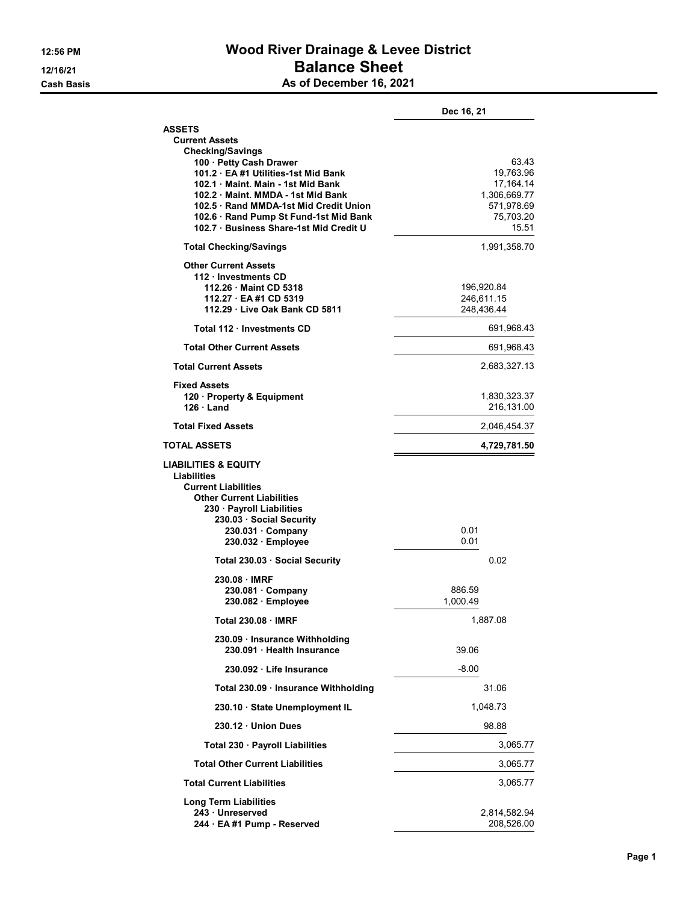# Wood River Drainage & Levee District

## Balance Sheet

### As of December 16, 2021

12:56 PM
12/16/21
Cash Basis

| | | Dec 16, 21 |
|---|---|---|
| **ASSETS** | | |
| **Current Assets** | | |
| **Checking/Savings** | | |
| 100 · Petty Cash Drawer | | 63.43 |
| 101.2 · EA #1 Utilities-1st Mid Bank | | 19,763.96 |
| 102.1 · Maint. Main - 1st Mid Bank | | 17,164.14 |
| 102.2 · Maint. MMDA - 1st Mid Bank | | 1,306,669.77 |
| 102.5 · Rand MMDA-1st Mid Credit Union | | 571,978.69 |
| 102.6 · Rand Pump St Fund-1st Mid Bank | | 75,703.20 |
| 102.7 · Business Share-1st Mid Credit U | | 15.51 |
| **Total Checking/Savings** | | 1,991,358.70 |
| **Other Current Assets** | | |
| 112 · Investments CD | | |
| 112.26 · Maint CD 5318 | 196,920.84 | |
| 112.27 · EA #1 CD 5319 | 246,611.15 | |
| 112.29 · Live Oak Bank CD 5811 | 248,436.44 | |
| **Total 112 · Investments CD** | | 691,968.43 |
| **Total Other Current Assets** | | 691,968.43 |
| **Total Current Assets** | | 2,683,327.13 |
| **Fixed Assets** | | |
| 120 · Property & Equipment | | 1,830,323.37 |
| 126 · Land | | 216,131.00 |
| **Total Fixed Assets** | | 2,046,454.37 |
| **TOTAL ASSETS** | | **4,729,781.50** |
| **LIABILITIES & EQUITY** | | |
| **Liabilities** | | |
| **Current Liabilities** | | |
| **Other Current Liabilities** | | |
| 230 · Payroll Liabilities | | |
| 230.03 · Social Security | | |
| 230.031 · Company | 0.01 | |
| 230.032 · Employee | 0.01 | |
| **Total 230.03 · Social Security** | 0.02 | |
| 230.08 · IMRF | | |
| 230.081 · Company | 886.59 | |
| 230.082 · Employee | 1,000.49 | |
| **Total 230.08 · IMRF** | 1,887.08 | |
| 230.09 · Insurance Withholding | | |
| 230.091 · Health Insurance | 39.06 | |
| 230.092 · Life Insurance | -8.00 | |
| **Total 230.09 · Insurance Withholding** | 31.06 | |
| 230.10 · State Unemployment IL | 1,048.73 | |
| 230.12 · Union Dues | 98.88 | |
| **Total 230 · Payroll Liabilities** | | 3,065.77 |
| **Total Other Current Liabilities** | | 3,065.77 |
| **Total Current Liabilities** | | 3,065.77 |
| **Long Term Liabilities** | | |
| 243 · Unreserved | | 2,814,582.94 |
| 244 · EA #1 Pump - Reserved | | 208,526.00 |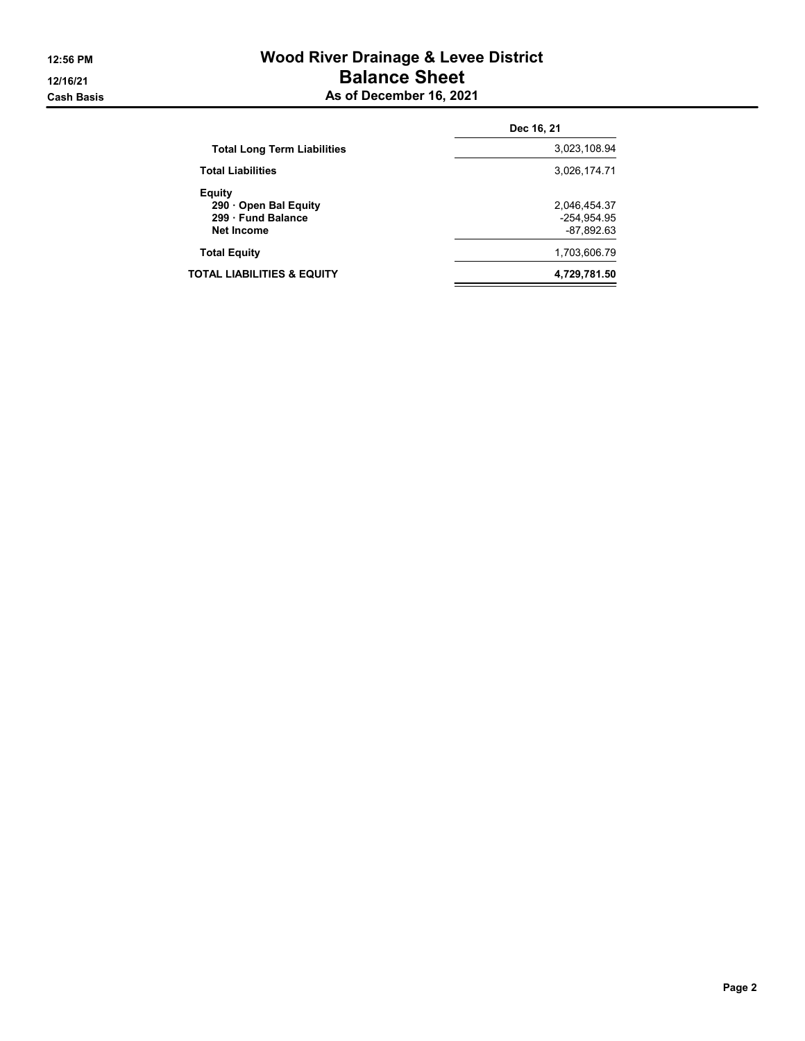# Wood River Drainage & Levee District

## Balance Sheet

### As of December 16, 2021

12:56 PM
12/16/21
Cash Basis

| | Dec 16, 21 |
|---|---|
| **Total Long Term Liabilities** | 3,023,108.94 |
| **Total Liabilities** | 3,026,174.71 |
| **Equity** | |
| **290 · Open Bal Equity** | 2,046,454.37 |
| **299 · Fund Balance** | -254,954.95 |
| **Net Income** | -87,892.63 |
| **Total Equity** | 1,703,606.79 |
| **TOTAL LIABILITIES & EQUITY** | **4,729,781.50** |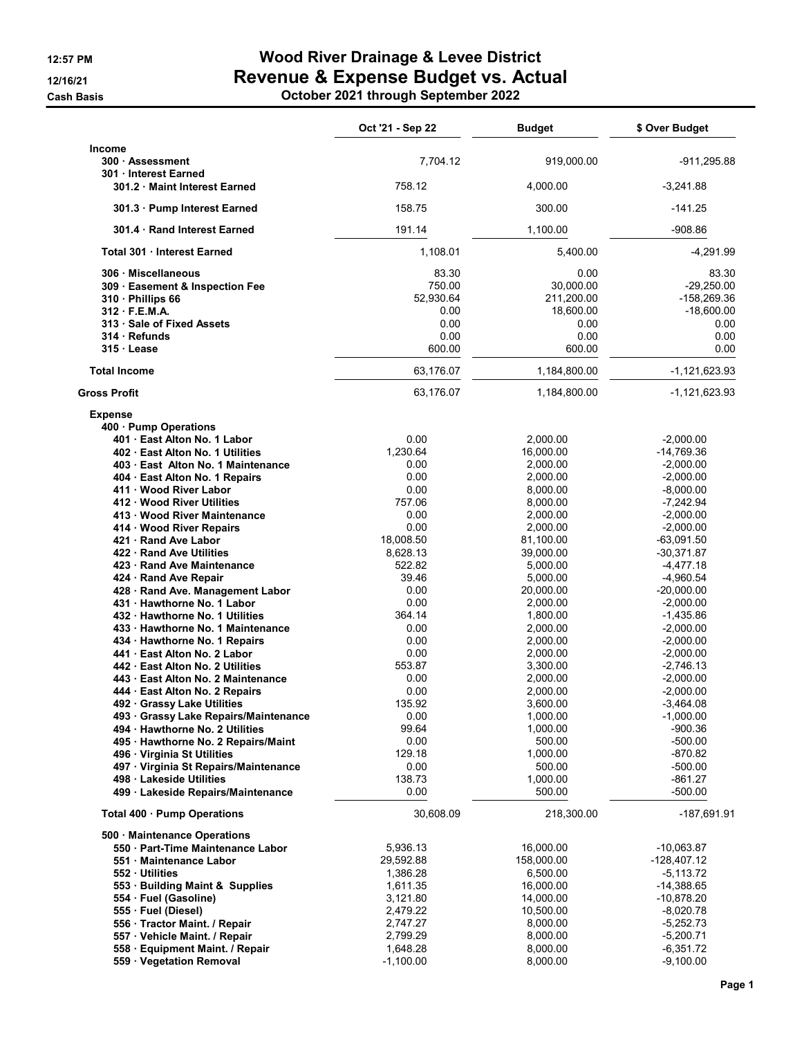# Wood River Drainage & Levee District

## Revenue & Expense Budget vs. Actual

**October 2021 through September 2022**

12:57 PM
12/16/21
Cash Basis

| | Oct '21 - Sep 22 | Budget | $ Over Budget |
|---|---|---|---|
| **Income** | | | |
| 300 · Assessment | 7,704.12 | 919,000.00 | -911,295.88 |
| 301 · Interest Earned | | | |
| 301.2 · Maint Interest Earned | 758.12 | 4,000.00 | -3,241.88 |
| 301.3 · Pump Interest Earned | 158.75 | 300.00 | -141.25 |
| 301.4 · Rand Interest Earned | 191.14 | 1,100.00 | -908.86 |
| **Total 301 · Interest Earned** | 1,108.01 | 5,400.00 | -4,291.99 |
| 306 · Miscellaneous | 83.30 | 0.00 | 83.30 |
| 309 · Easement & Inspection Fee | 750.00 | 30,000.00 | -29,250.00 |
| 310 · Phillips 66 | 52,930.64 | 211,200.00 | -158,269.36 |
| 312 · F.E.M.A. | 0.00 | 18,600.00 | -18,600.00 |
| 313 · Sale of Fixed Assets | 0.00 | 0.00 | 0.00 |
| 314 · Refunds | 0.00 | 0.00 | 0.00 |
| 315 · Lease | 600.00 | 600.00 | 0.00 |
| **Total Income** | 63,176.07 | 1,184,800.00 | -1,121,623.93 |
| **Gross Profit** | 63,176.07 | 1,184,800.00 | -1,121,623.93 |
| **Expense** | | | |
| 400 · Pump Operations | | | |
| 401 · East Alton No. 1 Labor | 0.00 | 2,000.00 | -2,000.00 |
| 402 · East Alton No. 1 Utilities | 1,230.64 | 16,000.00 | -14,769.36 |
| 403 · East Alton No. 1 Maintenance | 0.00 | 2,000.00 | -2,000.00 |
| 404 · East Alton No. 1 Repairs | 0.00 | 2,000.00 | -2,000.00 |
| 411 · Wood River Labor | 0.00 | 8,000.00 | -8,000.00 |
| 412 · Wood River Utilities | 757.06 | 8,000.00 | -7,242.94 |
| 413 · Wood River Maintenance | 0.00 | 2,000.00 | -2,000.00 |
| 414 · Wood River Repairs | 0.00 | 2,000.00 | -2,000.00 |
| 421 · Rand Ave Labor | 18,008.50 | 81,100.00 | -63,091.50 |
| 422 · Rand Ave Utilities | 8,628.13 | 39,000.00 | -30,371.87 |
| 423 · Rand Ave Maintenance | 522.82 | 5,000.00 | -4,477.18 |
| 424 · Rand Ave Repair | 39.46 | 5,000.00 | -4,960.54 |
| 428 · Rand Ave. Management Labor | 0.00 | 20,000.00 | -20,000.00 |
| 431 · Hawthorne No. 1 Labor | 0.00 | 2,000.00 | -2,000.00 |
| 432 · Hawthorne No. 1 Utilities | 364.14 | 1,800.00 | -1,435.86 |
| 433 · Hawthorne No. 1 Maintenance | 0.00 | 2,000.00 | -2,000.00 |
| 434 · Hawthorne No. 1 Repairs | 0.00 | 2,000.00 | -2,000.00 |
| 441 · East Alton No. 2 Labor | 0.00 | 2,000.00 | -2,000.00 |
| 442 · East Alton No. 2 Utilities | 553.87 | 3,300.00 | -2,746.13 |
| 443 · East Alton No. 2 Maintenance | 0.00 | 2,000.00 | -2,000.00 |
| 444 · East Alton No. 2 Repairs | 0.00 | 2,000.00 | -2,000.00 |
| 492 · Grassy Lake Utilities | 135.92 | 3,600.00 | -3,464.08 |
| 493 · Grassy Lake Repairs/Maintenance | 0.00 | 1,000.00 | -1,000.00 |
| 494 · Hawthorne No. 2 Utilities | 99.64 | 1,000.00 | -900.36 |
| 495 · Hawthorne No. 2 Repairs/Maint | 0.00 | 500.00 | -500.00 |
| 496 · Virginia St Utilities | 129.18 | 1,000.00 | -870.82 |
| 497 · Virginia St Repairs/Maintenance | 0.00 | 500.00 | -500.00 |
| 498 · Lakeside Utilities | 138.73 | 1,000.00 | -861.27 |
| 499 · Lakeside Repairs/Maintenance | 0.00 | 500.00 | -500.00 |
| **Total 400 · Pump Operations** | 30,608.09 | 218,300.00 | -187,691.91 |
| 500 · Maintenance Operations | | | |
| 550 · Part-Time Maintenance Labor | 5,936.13 | 16,000.00 | -10,063.87 |
| 551 · Maintenance Labor | 29,592.88 | 158,000.00 | -128,407.12 |
| 552 · Utilities | 1,386.28 | 6,500.00 | -5,113.72 |
| 553 · Building Maint & Supplies | 1,611.35 | 16,000.00 | -14,388.65 |
| 554 · Fuel (Gasoline) | 3,121.80 | 14,000.00 | -10,878.20 |
| 555 · Fuel (Diesel) | 2,479.22 | 10,500.00 | -8,020.78 |
| 556 · Tractor Maint. / Repair | 2,747.27 | 8,000.00 | -5,252.73 |
| 557 · Vehicle Maint. / Repair | 2,799.29 | 8,000.00 | -5,200.71 |
| 558 · Equipment Maint. / Repair | 1,648.28 | 8,000.00 | -6,351.72 |
| 559 · Vegetation Removal | -1,100.00 | 8,000.00 | -9,100.00 |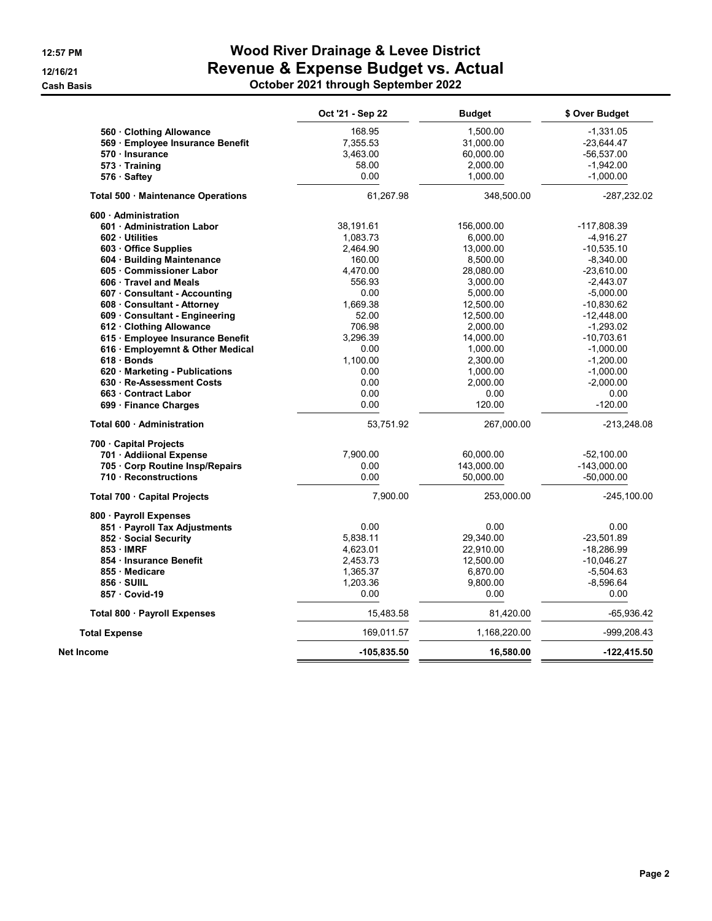# Wood River Drainage & Levee District

## Revenue & Expense Budget vs. Actual

**October 2021 through September 2022**

12:57 PM
12/16/21
Cash Basis

| | Oct '21 - Sep 22 | Budget | $ Over Budget |
|---|---|---|---|
| 560 · Clothing Allowance | 168.95 | 1,500.00 | -1,331.05 |
| 569 · Employee Insurance Benefit | 7,355.53 | 31,000.00 | -23,644.47 |
| 570 · Insurance | 3,463.00 | 60,000.00 | -56,537.00 |
| 573 · Training | 58.00 | 2,000.00 | -1,942.00 |
| 576 · Saftey | 0.00 | 1,000.00 | -1,000.00 |
| **Total 500 · Maintenance Operations** | 61,267.98 | 348,500.00 | -287,232.02 |
| **600 · Administration** | | | |
| 601 · Administration Labor | 38,191.61 | 156,000.00 | -117,808.39 |
| 602 · Utilities | 1,083.73 | 6,000.00 | -4,916.27 |
| 603 · Office Supplies | 2,464.90 | 13,000.00 | -10,535.10 |
| 604 · Building Maintenance | 160.00 | 8,500.00 | -8,340.00 |
| 605 · Commissioner Labor | 4,470.00 | 28,080.00 | -23,610.00 |
| 606 · Travel and Meals | 556.93 | 3,000.00 | -2,443.07 |
| 607 · Consultant - Accounting | 0.00 | 5,000.00 | -5,000.00 |
| 608 · Consultant - Attorney | 1,669.38 | 12,500.00 | -10,830.62 |
| 609 · Consultant - Engineering | 52.00 | 12,500.00 | -12,448.00 |
| 612 · Clothing Allowance | 706.98 | 2,000.00 | -1,293.02 |
| 615 · Employee Insurance Benefit | 3,296.39 | 14,000.00 | -10,703.61 |
| 616 · Employemnt & Other Medical | 0.00 | 1,000.00 | -1,000.00 |
| 618 · Bonds | 1,100.00 | 2,300.00 | -1,200.00 |
| 620 · Marketing - Publications | 0.00 | 1,000.00 | -1,000.00 |
| 630 · Re-Assessment Costs | 0.00 | 2,000.00 | -2,000.00 |
| 663 · Contract Labor | 0.00 | 0.00 | 0.00 |
| 699 · Finance Charges | 0.00 | 120.00 | -120.00 |
| **Total 600 · Administration** | 53,751.92 | 267,000.00 | -213,248.08 |
| **700 · Capital Projects** | | | |
| 701 · Addiional Expense | 7,900.00 | 60,000.00 | -52,100.00 |
| 705 · Corp Routine Insp/Repairs | 0.00 | 143,000.00 | -143,000.00 |
| 710 · Reconstructions | 0.00 | 50,000.00 | -50,000.00 |
| **Total 700 · Capital Projects** | 7,900.00 | 253,000.00 | -245,100.00 |
| **800 · Payroll Expenses** | | | |
| 851 · Payroll Tax Adjustments | 0.00 | 0.00 | 0.00 |
| 852 · Social Security | 5,838.11 | 29,340.00 | -23,501.89 |
| 853 · IMRF | 4,623.01 | 22,910.00 | -18,286.99 |
| 854 · Insurance Benefit | 2,453.73 | 12,500.00 | -10,046.27 |
| 855 · Medicare | 1,365.37 | 6,870.00 | -5,504.63 |
| 856 · SUIIL | 1,203.36 | 9,800.00 | -8,596.64 |
| 857 · Covid-19 | 0.00 | 0.00 | 0.00 |
| **Total 800 · Payroll Expenses** | 15,483.58 | 81,420.00 | -65,936.42 |
| **Total Expense** | 169,011.57 | 1,168,220.00 | -999,208.43 |
| **Net Income** | **-105,835.50** | **16,580.00** | **-122,415.50** |